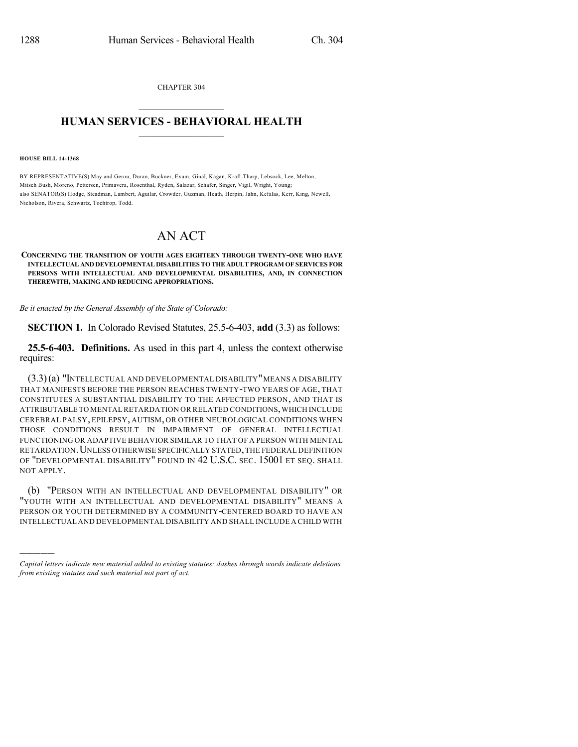CHAPTER 304

# HUMAN SERVICES - BEHAVIORAL HEALTH

**HOUSE BILL 14-1368**

BY REPRESENTATIVE(S) May and Gerou, Duran, Buckner, Exum, Ginal, Kagan, Kraft-Tharp, Lebsock, Lee, Melton, Mitsch Bush, Moreno, Pettersen, Primavera, Rosenthal, Ryden, Salazar, Schafer, Singer, Vigil, Wright, Young; also SENATOR(S) Hodge, Steadman, Lambert, Aguilar, Crowder, Guzman, Heath, Herpin, Jahn, Kefalas, Kerr, King, Newell, Nicholson, Rivera, Schwartz, Tochtrop, Todd.

# AN ACT

**CONCERNING THE TRANSITION OF YOUTH AGES EIGHTEEN THROUGH TWENTY-ONE WHO HAVE INTELLECTUAL AND DEVELOPMENTAL DISABILITIES TO THE ADULT PROGRAM OF SERVICES FOR PERSONS WITH INTELLECTUAL AND DEVELOPMENTAL DISABILITIES, AND, IN CONNECTION THEREWITH, MAKING AND REDUCING APPROPRIATIONS.**

*Be it enacted by the General Assembly of the State of Colorado:*

**SECTION 1.** In Colorado Revised Statutes, 25.5-6-403, **add** (3.3) as follows:

**25.5-6-403. Definitions.** As used in this part 4, unless the context otherwise requires:

(3.3) (a) "INTELLECTUAL AND DEVELOPMENTAL DISABILITY" MEANS A DISABILITY THAT MANIFESTS BEFORE THE PERSON REACHES TWENTY-TWO YEARS OF AGE, THAT CONSTITUTES A SUBSTANTIAL DISABILITY TO THE AFFECTED PERSON, AND THAT IS ATTRIBUTABLE TO MENTAL RETARDATION OR RELATED CONDITIONS, WHICH INCLUDE CEREBRAL PALSY, EPILEPSY, AUTISM, OR OTHER NEUROLOGICAL CONDITIONS WHEN THOSE CONDITIONS RESULT IN IMPAIRMENT OF GENERAL INTELLECTUAL FUNCTIONING OR ADAPTIVE BEHAVIOR SIMILAR TO THAT OF A PERSON WITH MENTAL RETARDATION. UNLESS OTHERWISE SPECIFICALLY STATED, THE FEDERAL DEFINITION OF "DEVELOPMENTAL DISABILITY" FOUND IN 42 U.S.C. SEC. 15001 ET SEQ. SHALL NOT APPLY.

(b) "PERSON WITH AN INTELLECTUAL AND DEVELOPMENTAL DISABILITY" OR "YOUTH WITH AN INTELLECTUAL AND DEVELOPMENTAL DISABILITY" MEANS A PERSON OR YOUTH DETERMINED BY A COMMUNITY-CENTERED BOARD TO HAVE AN INTELLECTUAL AND DEVELOPMENTAL DISABILITY AND SHALL INCLUDE A CHILD WITH

---

*Capital letters indicate new material added to existing statutes; dashes through words indicate deletions from existing statutes and such material not part of act.*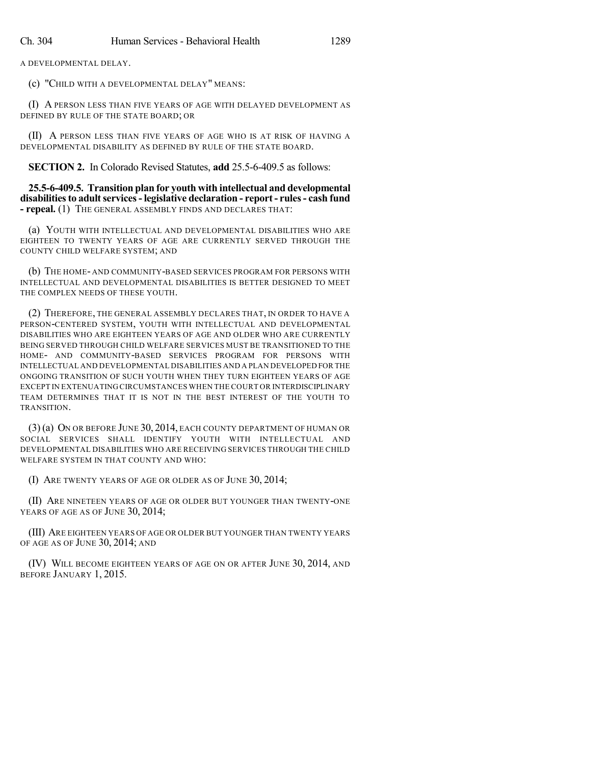A DEVELOPMENTAL DELAY.

(c) "CHILD WITH A DEVELOPMENTAL DELAY" MEANS:

(I) A PERSON LESS THAN FIVE YEARS OF AGE WITH DELAYED DEVELOPMENT AS DEFINED BY RULE OF THE STATE BOARD; OR

(II) A PERSON LESS THAN FIVE YEARS OF AGE WHO IS AT RISK OF HAVING A DEVELOPMENTAL DISABILITY AS DEFINED BY RULE OF THE STATE BOARD.

**SECTION 2.** In Colorado Revised Statutes, **add** 25.5-6-409.5 as follows:

**25.5-6-409.5. Transition plan for youth with intellectual and developmental disabilities to adult services - legislative declaration - report - rules - cash fund - repeal.** (1) THE GENERAL ASSEMBLY FINDS AND DECLARES THAT:

(a) YOUTH WITH INTELLECTUAL AND DEVELOPMENTAL DISABILITIES WHO ARE EIGHTEEN TO TWENTY YEARS OF AGE ARE CURRENTLY SERVED THROUGH THE COUNTY CHILD WELFARE SYSTEM; AND

(b) THE HOME- AND COMMUNITY-BASED SERVICES PROGRAM FOR PERSONS WITH INTELLECTUAL AND DEVELOPMENTAL DISABILITIES IS BETTER DESIGNED TO MEET THE COMPLEX NEEDS OF THESE YOUTH.

(2) THEREFORE, THE GENERAL ASSEMBLY DECLARES THAT, IN ORDER TO HAVE A PERSON-CENTERED SYSTEM, YOUTH WITH INTELLECTUAL AND DEVELOPMENTAL DISABILITIES WHO ARE EIGHTEEN YEARS OF AGE AND OLDER WHO ARE CURRENTLY BEING SERVED THROUGH CHILD WELFARE SERVICES MUST BE TRANSITIONED TO THE HOME- AND COMMUNITY-BASED SERVICES PROGRAM FOR PERSONS WITH INTELLECTUAL AND DEVELOPMENTAL DISABILITIES AND A PLAN DEVELOPED FOR THE ONGOING TRANSITION OF SUCH YOUTH WHEN THEY TURN EIGHTEEN YEARS OF AGE EXCEPT IN EXTENUATING CIRCUMSTANCES WHEN THE COURT OR INTERDISCIPLINARY TEAM DETERMINES THAT IT IS NOT IN THE BEST INTEREST OF THE YOUTH TO TRANSITION.

(3) (a) ON OR BEFORE JUNE 30, 2014, EACH COUNTY DEPARTMENT OF HUMAN OR SOCIAL SERVICES SHALL IDENTIFY YOUTH WITH INTELLECTUAL AND DEVELOPMENTAL DISABILITIES WHO ARE RECEIVING SERVICES THROUGH THE CHILD WELFARE SYSTEM IN THAT COUNTY AND WHO:

(I) ARE TWENTY YEARS OF AGE OR OLDER AS OF JUNE 30, 2014;

(II) ARE NINETEEN YEARS OF AGE OR OLDER BUT YOUNGER THAN TWENTY-ONE YEARS OF AGE AS OF JUNE 30, 2014;

(III) ARE EIGHTEEN YEARS OF AGE OR OLDER BUT YOUNGER THAN TWENTY YEARS OF AGE AS OF JUNE 30, 2014; AND

(IV) WILL BECOME EIGHTEEN YEARS OF AGE ON OR AFTER JUNE 30, 2014, AND BEFORE JANUARY 1, 2015.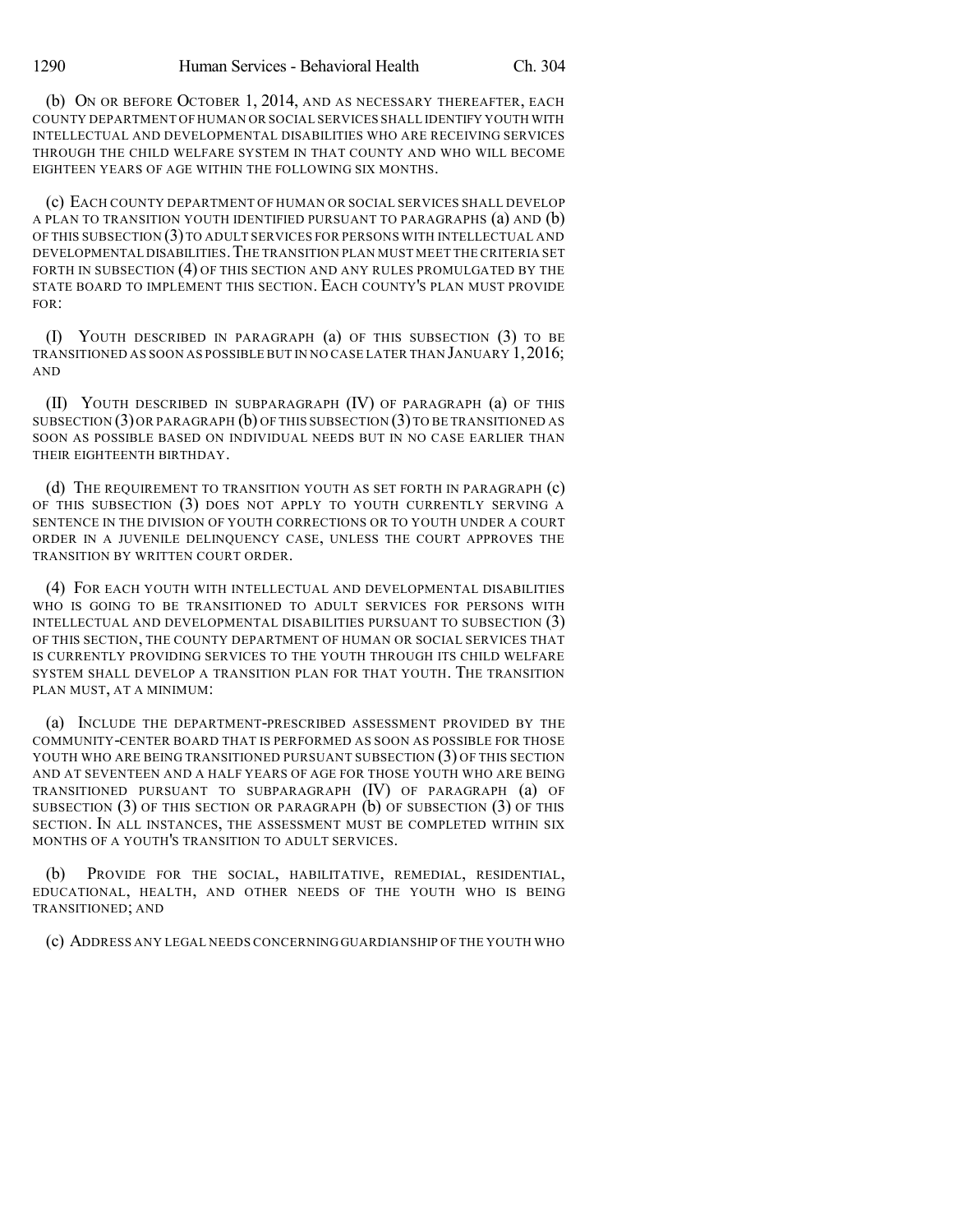(b) ON OR BEFORE OCTOBER 1, 2014, AND AS NECESSARY THEREAFTER, EACH COUNTY DEPARTMENT OF HUMAN OR SOCIAL SERVICES SHALL IDENTIFY YOUTH WITH INTELLECTUAL AND DEVELOPMENTAL DISABILITIES WHO ARE RECEIVING SERVICES THROUGH THE CHILD WELFARE SYSTEM IN THAT COUNTY AND WHO WILL BECOME EIGHTEEN YEARS OF AGE WITHIN THE FOLLOWING SIX MONTHS.

(c) EACH COUNTY DEPARTMENT OF HUMAN OR SOCIAL SERVICES SHALL DEVELOP A PLAN TO TRANSITION YOUTH IDENTIFIED PURSUANT TO PARAGRAPHS (a) AND (b) OF THIS SUBSECTION (3) TO ADULT SERVICES FOR PERSONS WITH INTELLECTUAL AND DEVELOPMENTAL DISABILITIES. THE TRANSITION PLAN MUST MEET THE CRITERIA SET FORTH IN SUBSECTION (4) OF THIS SECTION AND ANY RULES PROMULGATED BY THE STATE BOARD TO IMPLEMENT THIS SECTION. EACH COUNTY'S PLAN MUST PROVIDE FOR:

(I) YOUTH DESCRIBED IN PARAGRAPH (a) OF THIS SUBSECTION (3) TO BE TRANSITIONED AS SOON AS POSSIBLE BUT IN NO CASE LATER THAN JANUARY 1, 2016; AND

(II) YOUTH DESCRIBED IN SUBPARAGRAPH (IV) OF PARAGRAPH (a) OF THIS SUBSECTION (3) OR PARAGRAPH (b) OF THIS SUBSECTION (3) TO BE TRANSITIONED AS SOON AS POSSIBLE BASED ON INDIVIDUAL NEEDS BUT IN NO CASE EARLIER THAN THEIR EIGHTEENTH BIRTHDAY.

(d) THE REQUIREMENT TO TRANSITION YOUTH AS SET FORTH IN PARAGRAPH (c) OF THIS SUBSECTION (3) DOES NOT APPLY TO YOUTH CURRENTLY SERVING A SENTENCE IN THE DIVISION OF YOUTH CORRECTIONS OR TO YOUTH UNDER A COURT ORDER IN A JUVENILE DELINQUENCY CASE, UNLESS THE COURT APPROVES THE TRANSITION BY WRITTEN COURT ORDER.

(4) FOR EACH YOUTH WITH INTELLECTUAL AND DEVELOPMENTAL DISABILITIES WHO IS GOING TO BE TRANSITIONED TO ADULT SERVICES FOR PERSONS WITH INTELLECTUAL AND DEVELOPMENTAL DISABILITIES PURSUANT TO SUBSECTION (3) OF THIS SECTION, THE COUNTY DEPARTMENT OF HUMAN OR SOCIAL SERVICES THAT IS CURRENTLY PROVIDING SERVICES TO THE YOUTH THROUGH ITS CHILD WELFARE SYSTEM SHALL DEVELOP A TRANSITION PLAN FOR THAT YOUTH. THE TRANSITION PLAN MUST, AT A MINIMUM:

(a) INCLUDE THE DEPARTMENT-PRESCRIBED ASSESSMENT PROVIDED BY THE COMMUNITY-CENTER BOARD THAT IS PERFORMED AS SOON AS POSSIBLE FOR THOSE YOUTH WHO ARE BEING TRANSITIONED PURSUANT SUBSECTION (3) OF THIS SECTION AND AT SEVENTEEN AND A HALF YEARS OF AGE FOR THOSE YOUTH WHO ARE BEING TRANSITIONED PURSUANT TO SUBPARAGRAPH (IV) OF PARAGRAPH (a) OF SUBSECTION (3) OF THIS SECTION OR PARAGRAPH (b) OF SUBSECTION (3) OF THIS SECTION. IN ALL INSTANCES, THE ASSESSMENT MUST BE COMPLETED WITHIN SIX MONTHS OF A YOUTH'S TRANSITION TO ADULT SERVICES.

(b) PROVIDE FOR THE SOCIAL, HABILITATIVE, REMEDIAL, RESIDENTIAL, EDUCATIONAL, HEALTH, AND OTHER NEEDS OF THE YOUTH WHO IS BEING TRANSITIONED; AND

(c) ADDRESS ANY LEGAL NEEDS CONCERNING GUARDIANSHIP OF THE YOUTH WHO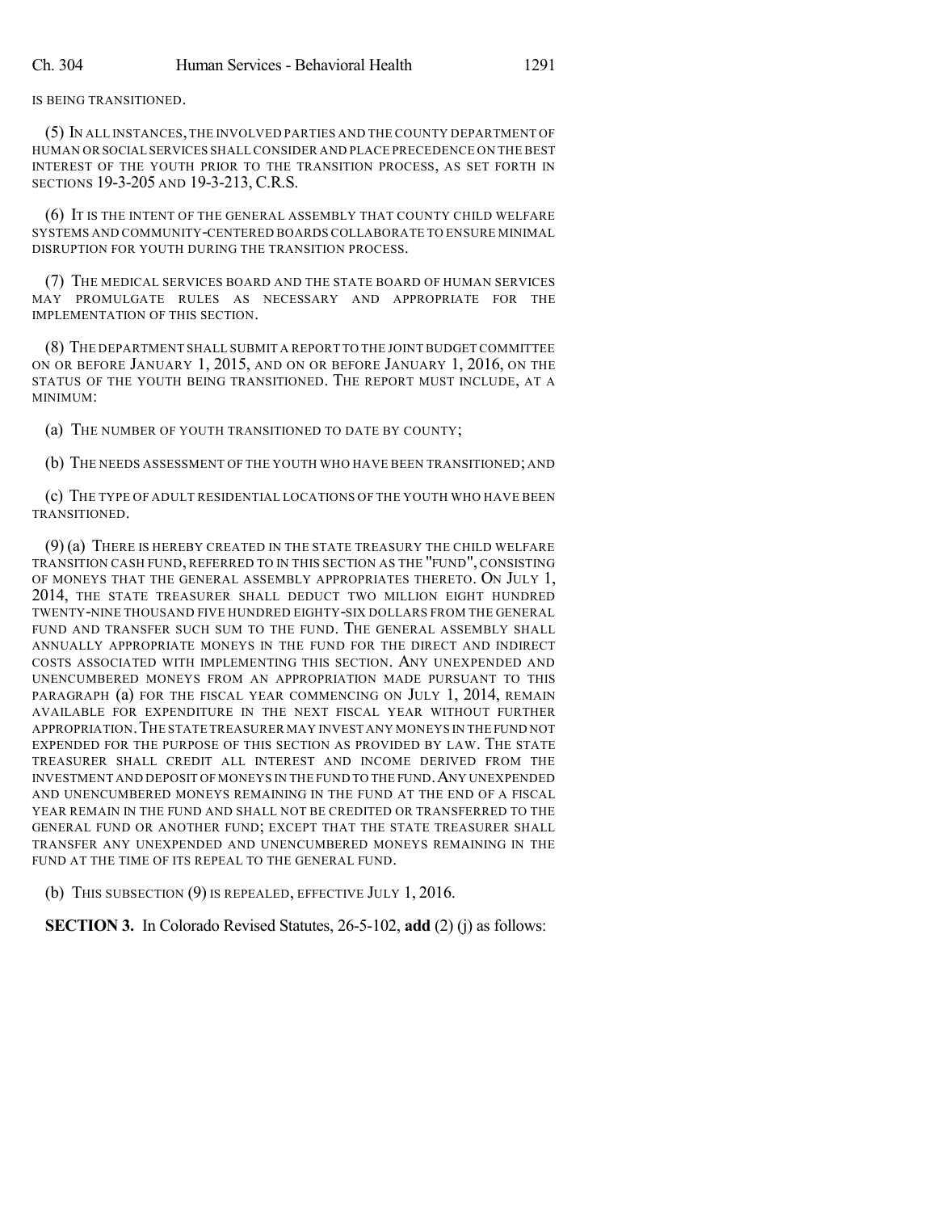IS BEING TRANSITIONED.

(5) IN ALL INSTANCES, THE INVOLVED PARTIES AND THE COUNTY DEPARTMENT OF HUMAN OR SOCIAL SERVICES SHALL CONSIDER AND PLACE PRECEDENCE ON THE BEST INTEREST OF THE YOUTH PRIOR TO THE TRANSITION PROCESS, AS SET FORTH IN SECTIONS 19-3-205 AND 19-3-213, C.R.S.

(6) IT IS THE INTENT OF THE GENERAL ASSEMBLY THAT COUNTY CHILD WELFARE SYSTEMS AND COMMUNITY-CENTERED BOARDS COLLABORATE TO ENSURE MINIMAL DISRUPTION FOR YOUTH DURING THE TRANSITION PROCESS.

(7) THE MEDICAL SERVICES BOARD AND THE STATE BOARD OF HUMAN SERVICES MAY PROMULGATE RULES AS NECESSARY AND APPROPRIATE FOR THE IMPLEMENTATION OF THIS SECTION.

(8) THE DEPARTMENT SHALL SUBMIT A REPORT TO THE JOINT BUDGET COMMITTEE ON OR BEFORE JANUARY 1, 2015, AND ON OR BEFORE JANUARY 1, 2016, ON THE STATUS OF THE YOUTH BEING TRANSITIONED. THE REPORT MUST INCLUDE, AT A MINIMUM:

(a) THE NUMBER OF YOUTH TRANSITIONED TO DATE BY COUNTY;

(b) THE NEEDS ASSESSMENT OF THE YOUTH WHO HAVE BEEN TRANSITIONED; AND

(c) THE TYPE OF ADULT RESIDENTIAL LOCATIONS OF THE YOUTH WHO HAVE BEEN TRANSITIONED.

(9) (a) THERE IS HEREBY CREATED IN THE STATE TREASURY THE CHILD WELFARE TRANSITION CASH FUND, REFERRED TO IN THIS SECTION AS THE "FUND", CONSISTING OF MONEYS THAT THE GENERAL ASSEMBLY APPROPRIATES THERETO. ON JULY 1, 2014, THE STATE TREASURER SHALL DEDUCT TWO MILLION EIGHT HUNDRED TWENTY-NINE THOUSAND FIVE HUNDRED EIGHTY-SIX DOLLARS FROM THE GENERAL FUND AND TRANSFER SUCH SUM TO THE FUND. THE GENERAL ASSEMBLY SHALL ANNUALLY APPROPRIATE MONEYS IN THE FUND FOR THE DIRECT AND INDIRECT COSTS ASSOCIATED WITH IMPLEMENTING THIS SECTION. ANY UNEXPENDED AND UNENCUMBERED MONEYS FROM AN APPROPRIATION MADE PURSUANT TO THIS PARAGRAPH (a) FOR THE FISCAL YEAR COMMENCING ON JULY 1, 2014, REMAIN AVAILABLE FOR EXPENDITURE IN THE NEXT FISCAL YEAR WITHOUT FURTHER APPROPRIATION. THE STATE TREASURER MAY INVEST ANY MONEYS IN THE FUND NOT EXPENDED FOR THE PURPOSE OF THIS SECTION AS PROVIDED BY LAW. THE STATE TREASURER SHALL CREDIT ALL INTEREST AND INCOME DERIVED FROM THE INVESTMENT AND DEPOSIT OF MONEYS IN THE FUND TO THE FUND. ANY UNEXPENDED AND UNENCUMBERED MONEYS REMAINING IN THE FUND AT THE END OF A FISCAL YEAR REMAIN IN THE FUND AND SHALL NOT BE CREDITED OR TRANSFERRED TO THE GENERAL FUND OR ANOTHER FUND; EXCEPT THAT THE STATE TREASURER SHALL TRANSFER ANY UNEXPENDED AND UNENCUMBERED MONEYS REMAINING IN THE FUND AT THE TIME OF ITS REPEAL TO THE GENERAL FUND.

(b) THIS SUBSECTION (9) IS REPEALED, EFFECTIVE JULY 1, 2016.

**SECTION 3.** In Colorado Revised Statutes, 26-5-102, **add** (2) (j) as follows: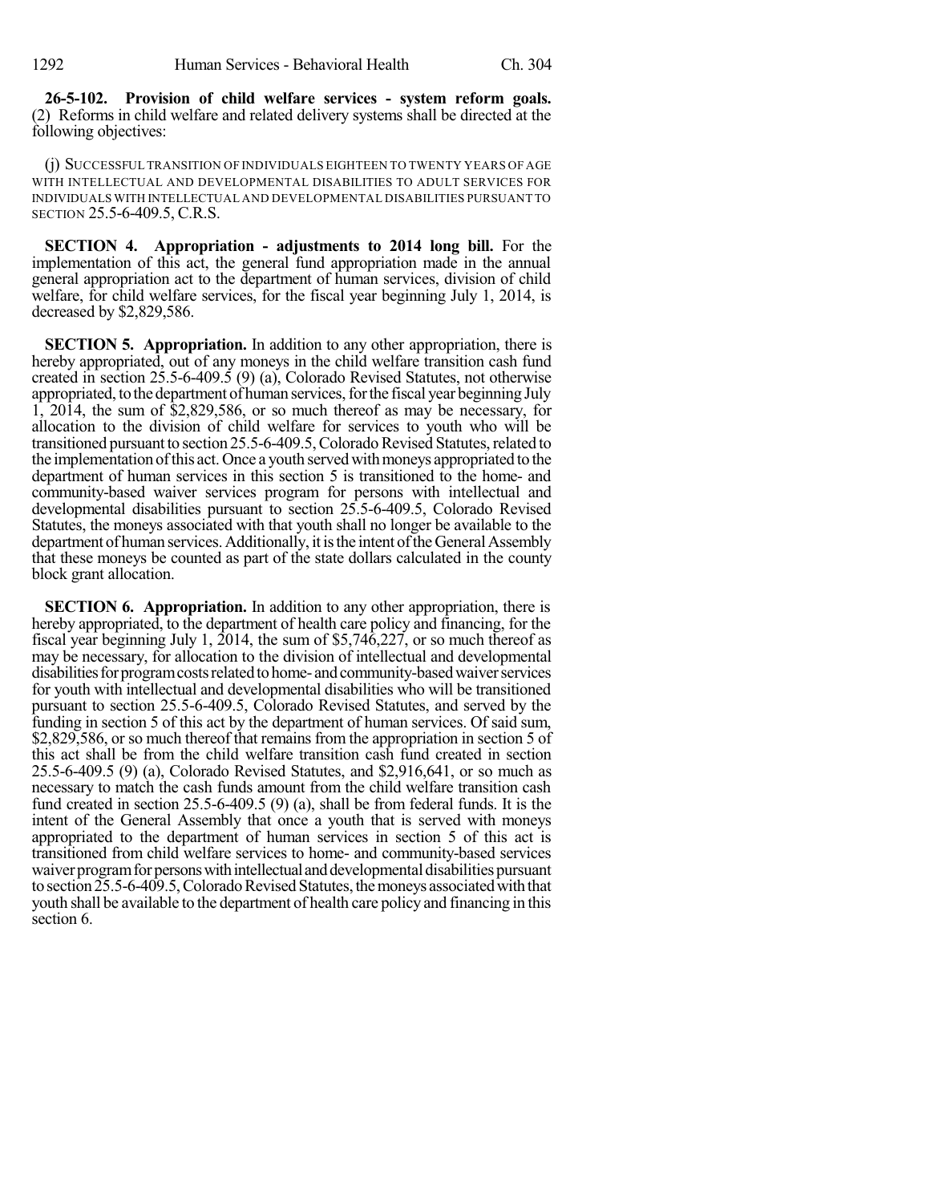**26-5-102. Provision of child welfare services - system reform goals.** (2) Reforms in child welfare and related delivery systems shall be directed at the following objectives:

(j) SUCCESSFUL TRANSITION OF INDIVIDUALS EIGHTEEN TO TWENTY YEARS OF AGE WITH INTELLECTUAL AND DEVELOPMENTAL DISABILITIES TO ADULT SERVICES FOR INDIVIDUALS WITH INTELLECTUAL AND DEVELOPMENTAL DISABILITIES PURSUANT TO SECTION 25.5-6-409.5, C.R.S.

**SECTION 4. Appropriation - adjustments to 2014 long bill.** For the implementation of this act, the general fund appropriation made in the annual general appropriation act to the department of human services, division of child welfare, for child welfare services, for the fiscal year beginning July 1, 2014, is decreased by $2,829,586.

**SECTION 5. Appropriation.** In addition to any other appropriation, there is hereby appropriated, out of any moneys in the child welfare transition cash fund created in section 25.5-6-409.5 (9) (a), Colorado Revised Statutes, not otherwise appropriated, to the department of human services, for the fiscal year beginning July 1, 2014, the sum of $2,829,586, or so much thereof as may be necessary, for allocation to the division of child welfare for services to youth who will be transitioned pursuant to section 25.5-6-409.5, Colorado Revised Statutes, related to the implementation of this act. Once a youth served with moneys appropriated to the department of human services in this section 5 is transitioned to the home- and community-based waiver services program for persons with intellectual and developmental disabilities pursuant to section 25.5-6-409.5, Colorado Revised Statutes, the moneys associated with that youth shall no longer be available to the department of human services. Additionally, it is the intent of the General Assembly that these moneys be counted as part of the state dollars calculated in the county block grant allocation.

**SECTION 6. Appropriation.** In addition to any other appropriation, there is hereby appropriated, to the department of health care policy and financing, for the fiscal year beginning July 1, 2014, the sum of $5,746,227, or so much thereof as may be necessary, for allocation to the division of intellectual and developmental disabilities for program costs related to home- and community-based waiver services for youth with intellectual and developmental disabilities who will be transitioned pursuant to section 25.5-6-409.5, Colorado Revised Statutes, and served by the funding in section 5 of this act by the department of human services. Of said sum, $2,829,586, or so much thereof that remains from the appropriation in section 5 of this act shall be from the child welfare transition cash fund created in section 25.5-6-409.5 (9) (a), Colorado Revised Statutes, and $2,916,641, or so much as necessary to match the cash funds amount from the child welfare transition cash fund created in section 25.5-6-409.5 (9) (a), shall be from federal funds. It is the intent of the General Assembly that once a youth that is served with moneys appropriated to the department of human services in section 5 of this act is transitioned from child welfare services to home- and community-based services waiver program for persons with intellectual and developmental disabilities pursuant to section 25.5-6-409.5, Colorado Revised Statutes, the moneys associated with that youth shall be available to the department of health care policy and financing in this section 6.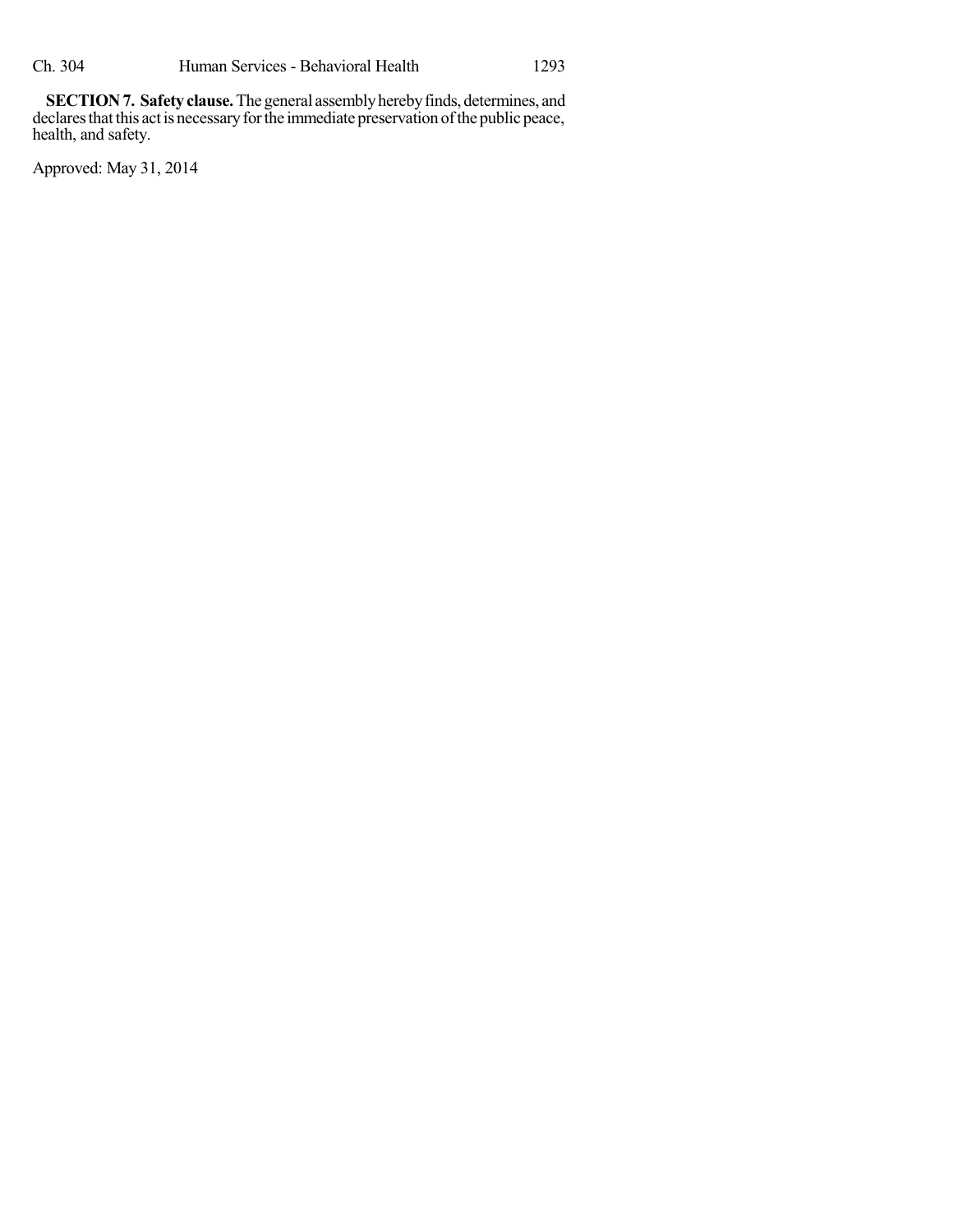**SECTION 7. Safety clause.** The general assembly hereby finds, determines, and declares that this act is necessary for the immediate preservation of the public peace, health, and safety.

Approved: May 31, 2014